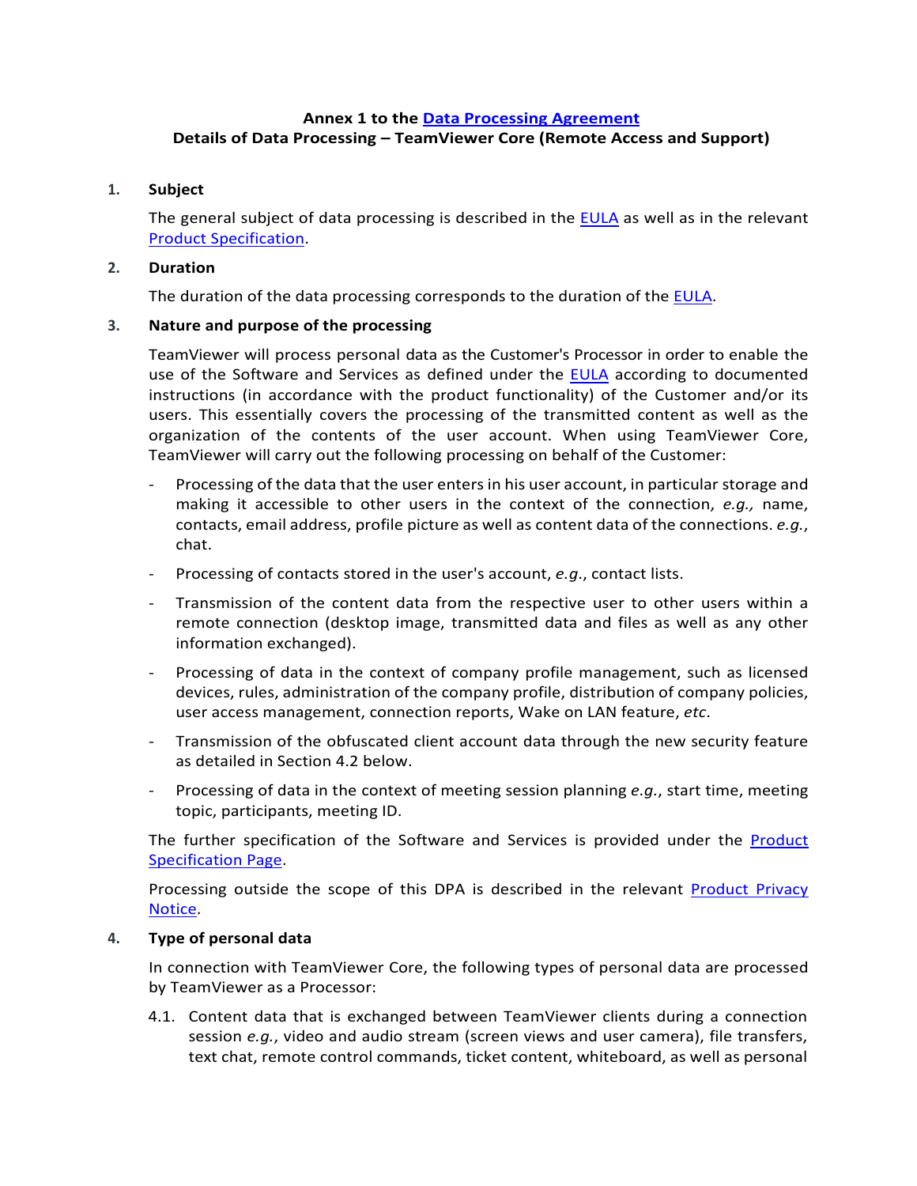**Annex 1 to the Data Processing Agreement**
**Details of Data Processing – TeamViewer Core (Remote Access and Support)**

1. **Subject**

   The general subject of data processing is described in the EULA as well as in the relevant Product Specification.

2. **Duration**

   The duration of the data processing corresponds to the duration of the EULA.

3. **Nature and purpose of the processing**

   TeamViewer will process personal data as the Customer's Processor in order to enable the use of the Software and Services as defined under the EULA according to documented instructions (in accordance with the product functionality) of the Customer and/or its users. This essentially covers the processing of the transmitted content as well as the organization of the contents of the user account. When using TeamViewer Core, TeamViewer will carry out the following processing on behalf of the Customer:

   - Processing of the data that the user enters in his user account, in particular storage and making it accessible to other users in the context of the connection, *e.g.,* name, contacts, email address, profile picture as well as content data of the connections. *e.g.*, chat.
   - Processing of contacts stored in the user's account, *e.g*., contact lists.
   - Transmission of the content data from the respective user to other users within a remote connection (desktop image, transmitted data and files as well as any other information exchanged).
   - Processing of data in the context of company profile management, such as licensed devices, rules, administration of the company profile, distribution of company policies, user access management, connection reports, Wake on LAN feature, *etc*.
   - Transmission of the obfuscated client account data through the new security feature as detailed in Section 4.2 below.
   - Processing of data in the context of meeting session planning *e.g.*, start time, meeting topic, participants, meeting ID.

   The further specification of the Software and Services is provided under the Product Specification Page.

   Processing outside the scope of this DPA is described in the relevant Product Privacy Notice.

4. **Type of personal data**

   In connection with TeamViewer Core, the following types of personal data are processed by TeamViewer as a Processor:

   4.1. Content data that is exchanged between TeamViewer clients during a connection session *e.g.*, video and audio stream (screen views and user camera), file transfers, text chat, remote control commands, ticket content, whiteboard, as well as personal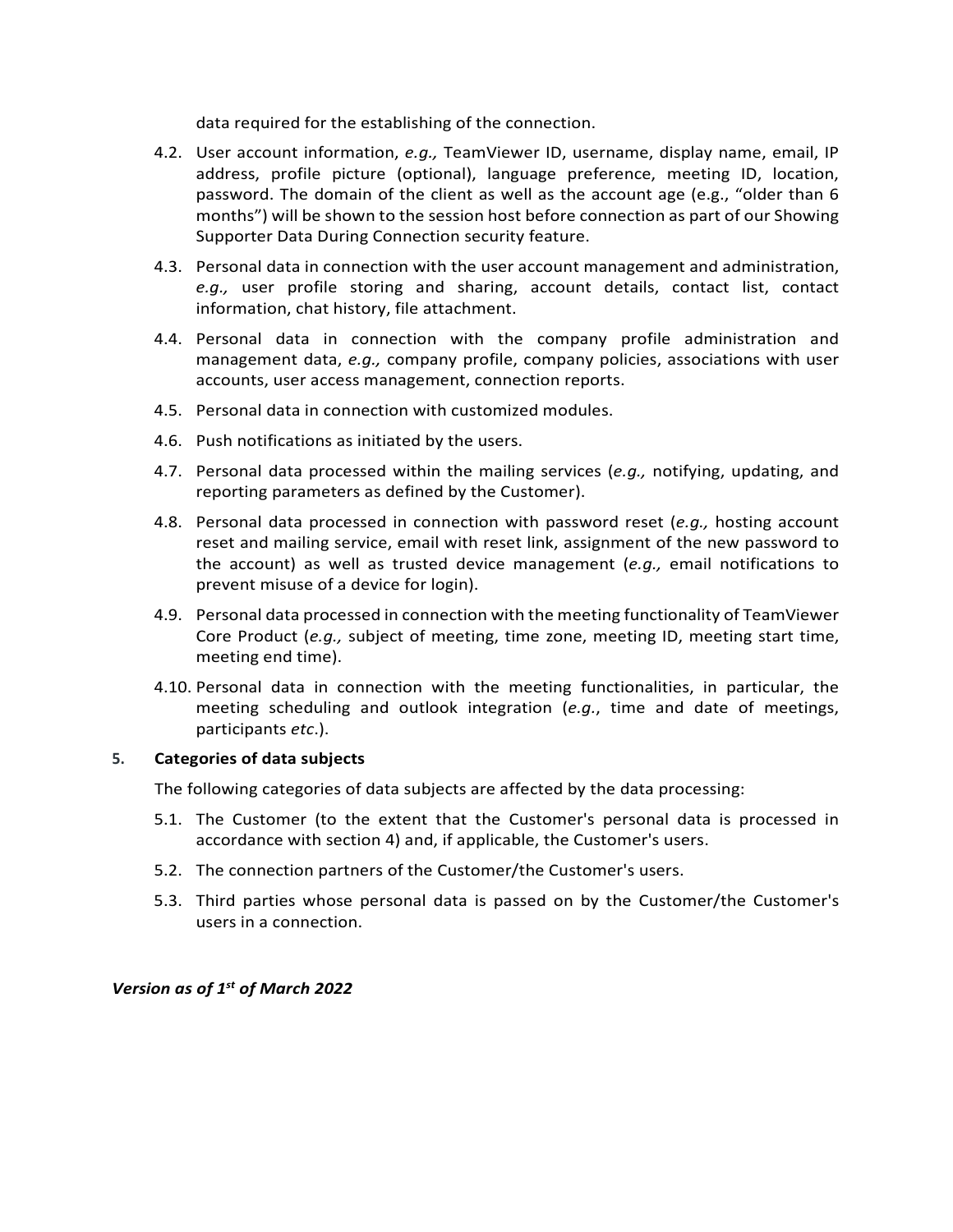data required for the establishing of the connection.

4.2. User account information, *e.g.,* TeamViewer ID, username, display name, email, IP address, profile picture (optional), language preference, meeting ID, location, password. The domain of the client as well as the account age (e.g., "older than 6 months") will be shown to the session host before connection as part of our Showing Supporter Data During Connection security feature.

4.3. Personal data in connection with the user account management and administration, *e.g.,* user profile storing and sharing, account details, contact list, contact information, chat history, file attachment.

4.4. Personal data in connection with the company profile administration and management data, *e.g.,* company profile, company policies, associations with user accounts, user access management, connection reports.

4.5. Personal data in connection with customized modules.

4.6. Push notifications as initiated by the users.

4.7. Personal data processed within the mailing services (*e.g.,* notifying, updating, and reporting parameters as defined by the Customer).

4.8. Personal data processed in connection with password reset (*e.g.,* hosting account reset and mailing service, email with reset link, assignment of the new password to the account) as well as trusted device management (*e.g.,* email notifications to prevent misuse of a device for login).

4.9. Personal data processed in connection with the meeting functionality of TeamViewer Core Product (*e.g.,* subject of meeting, time zone, meeting ID, meeting start time, meeting end time).

4.10. Personal data in connection with the meeting functionalities, in particular, the meeting scheduling and outlook integration (*e.g.*, time and date of meetings, participants *etc*.).

**5. Categories of data subjects**

The following categories of data subjects are affected by the data processing:

5.1. The Customer (to the extent that the Customer's personal data is processed in accordance with section 4) and, if applicable, the Customer's users.

5.2. The connection partners of the Customer/the Customer's users.

5.3. Third parties whose personal data is passed on by the Customer/the Customer's users in a connection.

***Version as of 1st of March 2022***